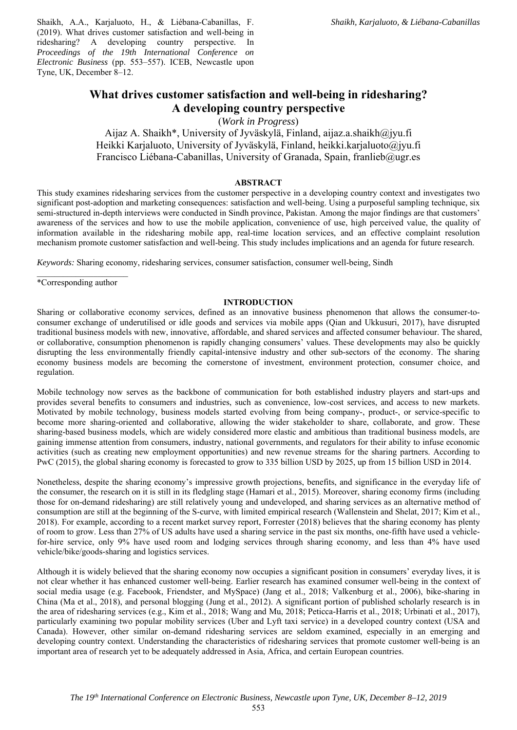Shaikh, A.A., Karjaluoto, H., & Liébana-Cabanillas, F. (2019). What drives customer satisfaction and well-being in ridesharing? A developing country perspective. In *Proceedings of the 19th International Conference on Electronic Business* (pp. 553–557). ICEB, Newcastle upon Tyne, UK, December 8–12.

# What drives customer satisfaction and well-being in ridesharing? A developing country perspective

(*Work in Progress*)

Aijaz A. Shaikh*, University of Jyväskylä, Finland, aijaz.a.shaikh@jyu.fi
Heikki Karjaluoto, University of Jyväskylä, Finland, heikki.karjaluoto@jyu.fi
Francisco Liébana-Cabanillas, University of Granada, Spain, franlieb@ugr.es

## ABSTRACT

This study examines ridesharing services from the customer perspective in a developing country context and investigates two significant post-adoption and marketing consequences: satisfaction and well-being. Using a purposeful sampling technique, six semi-structured in-depth interviews were conducted in Sindh province, Pakistan. Among the major findings are that customers' awareness of the services and how to use the mobile application, convenience of use, high perceived value, the quality of information available in the ridesharing mobile app, real-time location services, and an effective complaint resolution mechanism promote customer satisfaction and well-being. This study includes implications and an agenda for future research.

*Keywords:* Sharing economy, ridesharing services, consumer satisfaction, consumer well-being, Sindh

*Corresponding author

## INTRODUCTION

Sharing or collaborative economy services, defined as an innovative business phenomenon that allows the consumer-to-consumer exchange of underutilised or idle goods and services via mobile apps (Qian and Ukkusuri, 2017), have disrupted traditional business models with new, innovative, affordable, and shared services and affected consumer behaviour. The shared, or collaborative, consumption phenomenon is rapidly changing consumers' values. These developments may also be quickly disrupting the less environmentally friendly capital-intensive industry and other sub-sectors of the economy. The sharing economy business models are becoming the cornerstone of investment, environment protection, consumer choice, and regulation.

Mobile technology now serves as the backbone of communication for both established industry players and start-ups and provides several benefits to consumers and industries, such as convenience, low-cost services, and access to new markets. Motivated by mobile technology, business models started evolving from being company-, product-, or service-specific to become more sharing-oriented and collaborative, allowing the wider stakeholder to share, collaborate, and grow. These sharing-based business models, which are widely considered more elastic and ambitious than traditional business models, are gaining immense attention from consumers, industry, national governments, and regulators for their ability to infuse economic activities (such as creating new employment opportunities) and new revenue streams for the sharing partners. According to PwC (2015), the global sharing economy is forecasted to grow to 335 billion USD by 2025, up from 15 billion USD in 2014.

Nonetheless, despite the sharing economy's impressive growth projections, benefits, and significance in the everyday life of the consumer, the research on it is still in its fledgling stage (Hamari et al., 2015). Moreover, sharing economy firms (including those for on-demand ridesharing) are still relatively young and undeveloped, and sharing services as an alternative method of consumption are still at the beginning of the S-curve, with limited empirical research (Wallenstein and Shelat, 2017; Kim et al., 2018). For example, according to a recent market survey report, Forrester (2018) believes that the sharing economy has plenty of room to grow. Less than 27% of US adults have used a sharing service in the past six months, one-fifth have used a vehicle-for-hire service, only 9% have used room and lodging services through sharing economy, and less than 4% have used vehicle/bike/goods-sharing and logistics services.

Although it is widely believed that the sharing economy now occupies a significant position in consumers' everyday lives, it is not clear whether it has enhanced customer well-being. Earlier research has examined consumer well-being in the context of social media usage (e.g. Facebook, Friendster, and MySpace) (Jang et al., 2018; Valkenburg et al., 2006), bike-sharing in China (Ma et al., 2018), and personal blogging (Jung et al., 2012). A significant portion of published scholarly research is in the area of ridesharing services (e.g., Kim et al., 2018; Wang and Mu, 2018; Peticca-Harris et al., 2018; Urbinati et al., 2017), particularly examining two popular mobility services (Uber and Lyft taxi service) in a developed country context (USA and Canada). However, other similar on-demand ridesharing services are seldom examined, especially in an emerging and developing country context. Understanding the characteristics of ridesharing services that promote customer well-being is an important area of research yet to be adequately addressed in Asia, Africa, and certain European countries.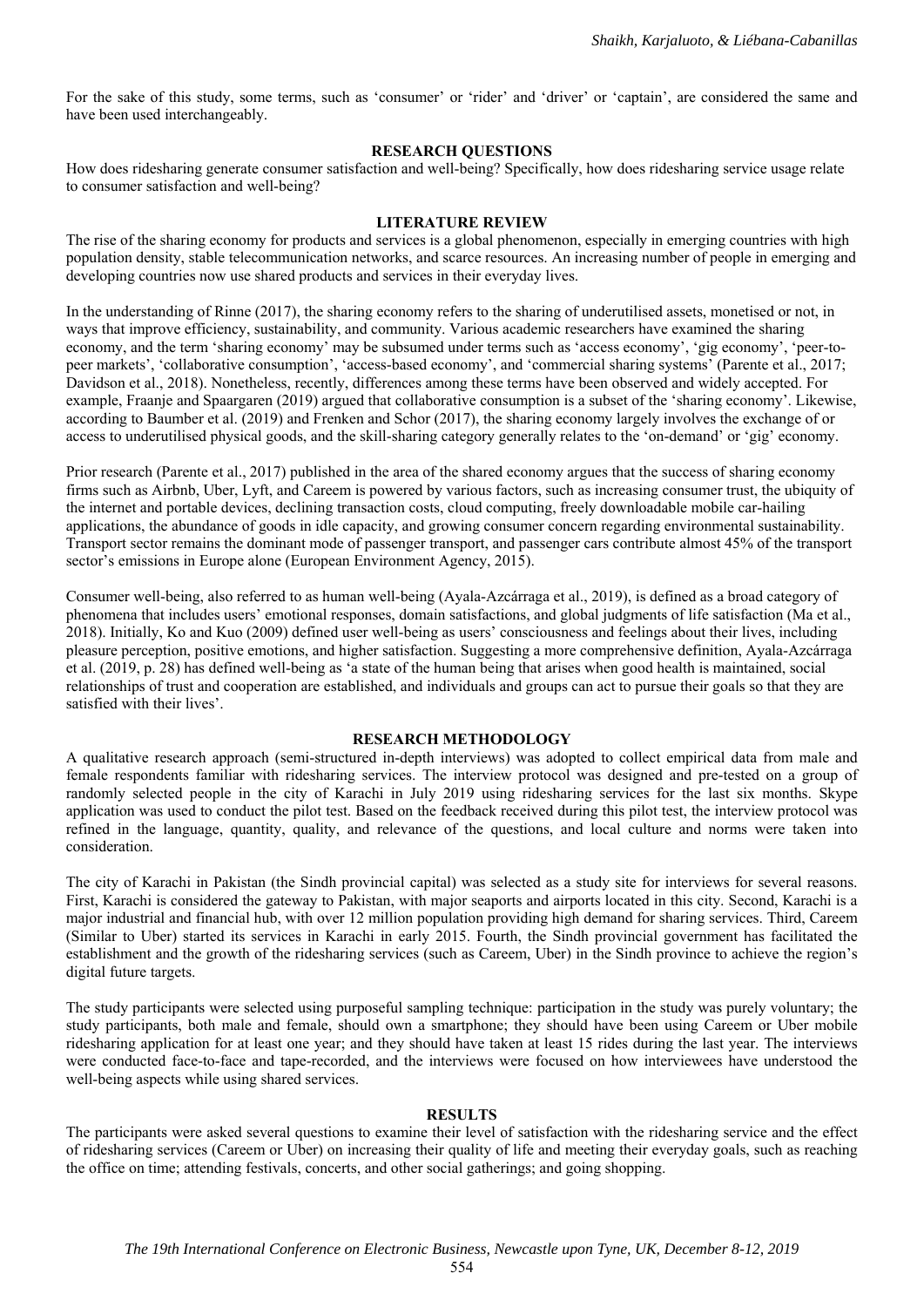For the sake of this study, some terms, such as 'consumer' or 'rider' and 'driver' or 'captain', are considered the same and have been used interchangeably.

## RESEARCH QUESTIONS

How does ridesharing generate consumer satisfaction and well-being? Specifically, how does ridesharing service usage relate to consumer satisfaction and well-being?

## LITERATURE REVIEW

The rise of the sharing economy for products and services is a global phenomenon, especially in emerging countries with high population density, stable telecommunication networks, and scarce resources. An increasing number of people in emerging and developing countries now use shared products and services in their everyday lives.

In the understanding of Rinne (2017), the sharing economy refers to the sharing of underutilised assets, monetised or not, in ways that improve efficiency, sustainability, and community. Various academic researchers have examined the sharing economy, and the term 'sharing economy' may be subsumed under terms such as 'access economy', 'gig economy', 'peer-to-peer markets', 'collaborative consumption', 'access-based economy', and 'commercial sharing systems' (Parente et al., 2017; Davidson et al., 2018). Nonetheless, recently, differences among these terms have been observed and widely accepted. For example, Fraanje and Spaargaren (2019) argued that collaborative consumption is a subset of the 'sharing economy'. Likewise, according to Baumber et al. (2019) and Frenken and Schor (2017), the sharing economy largely involves the exchange of or access to underutilised physical goods, and the skill-sharing category generally relates to the 'on-demand' or 'gig' economy.

Prior research (Parente et al., 2017) published in the area of the shared economy argues that the success of sharing economy firms such as Airbnb, Uber, Lyft, and Careem is powered by various factors, such as increasing consumer trust, the ubiquity of the internet and portable devices, declining transaction costs, cloud computing, freely downloadable mobile car-hailing applications, the abundance of goods in idle capacity, and growing consumer concern regarding environmental sustainability. Transport sector remains the dominant mode of passenger transport, and passenger cars contribute almost 45% of the transport sector's emissions in Europe alone (European Environment Agency, 2015).

Consumer well-being, also referred to as human well-being (Ayala-Azcárraga et al., 2019), is defined as a broad category of phenomena that includes users' emotional responses, domain satisfactions, and global judgments of life satisfaction (Ma et al., 2018). Initially, Ko and Kuo (2009) defined user well-being as users' consciousness and feelings about their lives, including pleasure perception, positive emotions, and higher satisfaction. Suggesting a more comprehensive definition, Ayala-Azcárraga et al. (2019, p. 28) has defined well-being as 'a state of the human being that arises when good health is maintained, social relationships of trust and cooperation are established, and individuals and groups can act to pursue their goals so that they are satisfied with their lives'.

## RESEARCH METHODOLOGY

A qualitative research approach (semi-structured in-depth interviews) was adopted to collect empirical data from male and female respondents familiar with ridesharing services. The interview protocol was designed and pre-tested on a group of randomly selected people in the city of Karachi in July 2019 using ridesharing services for the last six months. Skype application was used to conduct the pilot test. Based on the feedback received during this pilot test, the interview protocol was refined in the language, quantity, quality, and relevance of the questions, and local culture and norms were taken into consideration.

The city of Karachi in Pakistan (the Sindh provincial capital) was selected as a study site for interviews for several reasons. First, Karachi is considered the gateway to Pakistan, with major seaports and airports located in this city. Second, Karachi is a major industrial and financial hub, with over 12 million population providing high demand for sharing services. Third, Careem (Similar to Uber) started its services in Karachi in early 2015. Fourth, the Sindh provincial government has facilitated the establishment and the growth of the ridesharing services (such as Careem, Uber) in the Sindh province to achieve the region's digital future targets.

The study participants were selected using purposeful sampling technique: participation in the study was purely voluntary; the study participants, both male and female, should own a smartphone; they should have been using Careem or Uber mobile ridesharing application for at least one year; and they should have taken at least 15 rides during the last year. The interviews were conducted face-to-face and tape-recorded, and the interviews were focused on how interviewees have understood the well-being aspects while using shared services.

## RESULTS

The participants were asked several questions to examine their level of satisfaction with the ridesharing service and the effect of ridesharing services (Careem or Uber) on increasing their quality of life and meeting their everyday goals, such as reaching the office on time; attending festivals, concerts, and other social gatherings; and going shopping.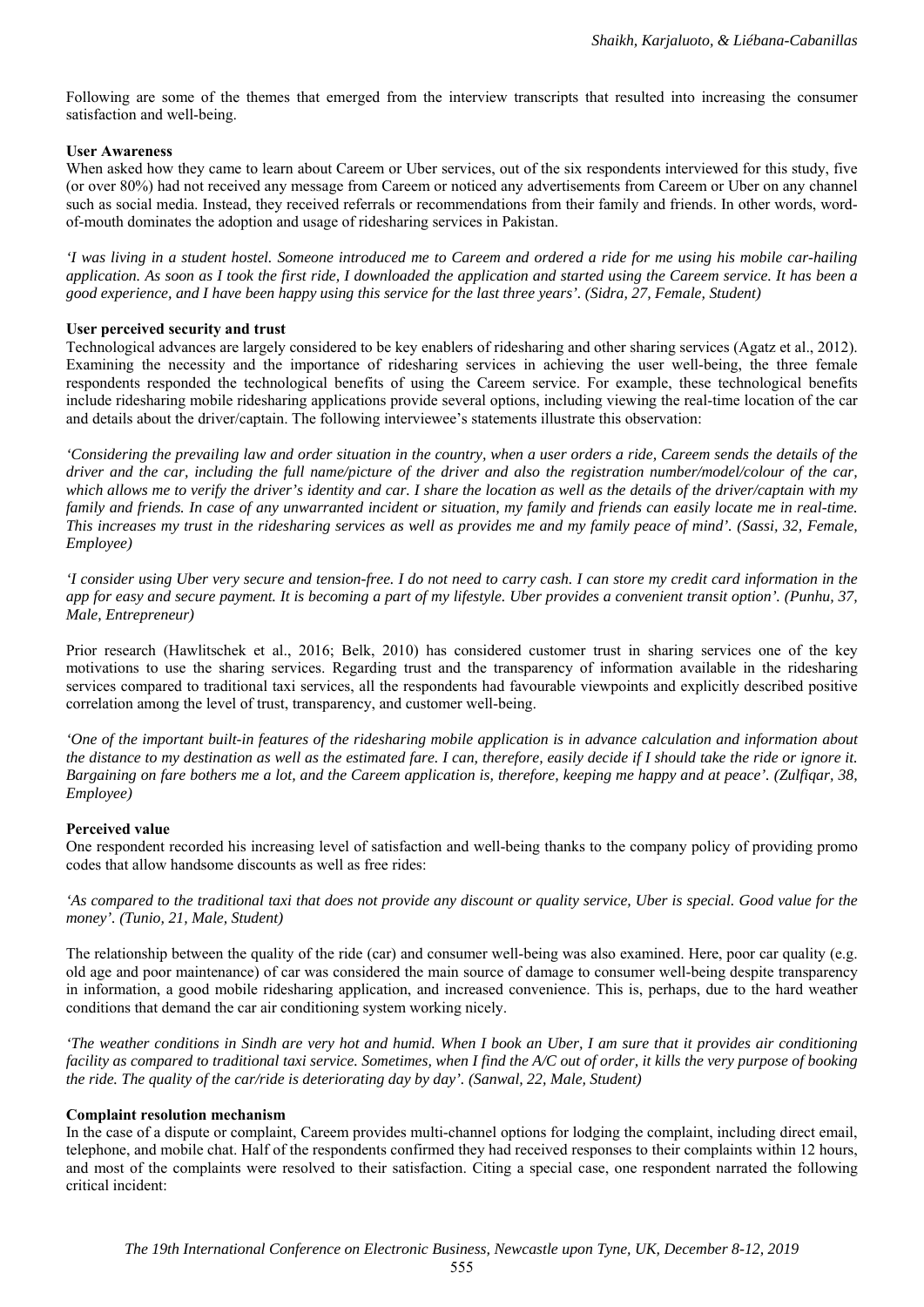Following are some of the themes that emerged from the interview transcripts that resulted into increasing the consumer satisfaction and well-being.

**User Awareness**

When asked how they came to learn about Careem or Uber services, out of the six respondents interviewed for this study, five (or over 80%) had not received any message from Careem or noticed any advertisements from Careem or Uber on any channel such as social media. Instead, they received referrals or recommendations from their family and friends. In other words, word-of-mouth dominates the adoption and usage of ridesharing services in Pakistan.

*'I was living in a student hostel. Someone introduced me to Careem and ordered a ride for me using his mobile car-hailing application. As soon as I took the first ride, I downloaded the application and started using the Careem service. It has been a good experience, and I have been happy using this service for the last three years'. (Sidra, 27, Female, Student)*

**User perceived security and trust**

Technological advances are largely considered to be key enablers of ridesharing and other sharing services (Agatz et al., 2012). Examining the necessity and the importance of ridesharing services in achieving the user well-being, the three female respondents responded the technological benefits of using the Careem service. For example, these technological benefits include ridesharing mobile ridesharing applications provide several options, including viewing the real-time location of the car and details about the driver/captain. The following interviewee's statements illustrate this observation:

*'Considering the prevailing law and order situation in the country, when a user orders a ride, Careem sends the details of the driver and the car, including the full name/picture of the driver and also the registration number/model/colour of the car, which allows me to verify the driver's identity and car. I share the location as well as the details of the driver/captain with my family and friends. In case of any unwarranted incident or situation, my family and friends can easily locate me in real-time. This increases my trust in the ridesharing services as well as provides me and my family peace of mind'. (Sassi, 32, Female, Employee)*

*'I consider using Uber very secure and tension-free. I do not need to carry cash. I can store my credit card information in the app for easy and secure payment. It is becoming a part of my lifestyle. Uber provides a convenient transit option'. (Punhu, 37, Male, Entrepreneur)*

Prior research (Hawlitschek et al., 2016; Belk, 2010) has considered customer trust in sharing services one of the key motivations to use the sharing services. Regarding trust and the transparency of information available in the ridesharing services compared to traditional taxi services, all the respondents had favourable viewpoints and explicitly described positive correlation among the level of trust, transparency, and customer well-being.

*'One of the important built-in features of the ridesharing mobile application is in advance calculation and information about the distance to my destination as well as the estimated fare. I can, therefore, easily decide if I should take the ride or ignore it. Bargaining on fare bothers me a lot, and the Careem application is, therefore, keeping me happy and at peace'. (Zulfiqar, 38, Employee)*

**Perceived value**

One respondent recorded his increasing level of satisfaction and well-being thanks to the company policy of providing promo codes that allow handsome discounts as well as free rides:

*'As compared to the traditional taxi that does not provide any discount or quality service, Uber is special. Good value for the money'. (Tunio, 21, Male, Student)*

The relationship between the quality of the ride (car) and consumer well-being was also examined. Here, poor car quality (e.g. old age and poor maintenance) of car was considered the main source of damage to consumer well-being despite transparency in information, a good mobile ridesharing application, and increased convenience. This is, perhaps, due to the hard weather conditions that demand the car air conditioning system working nicely.

*'The weather conditions in Sindh are very hot and humid. When I book an Uber, I am sure that it provides air conditioning facility as compared to traditional taxi service. Sometimes, when I find the A/C out of order, it kills the very purpose of booking the ride. The quality of the car/ride is deteriorating day by day'. (Sanwal, 22, Male, Student)*

**Complaint resolution mechanism**

In the case of a dispute or complaint, Careem provides multi-channel options for lodging the complaint, including direct email, telephone, and mobile chat. Half of the respondents confirmed they had received responses to their complaints within 12 hours, and most of the complaints were resolved to their satisfaction. Citing a special case, one respondent narrated the following critical incident: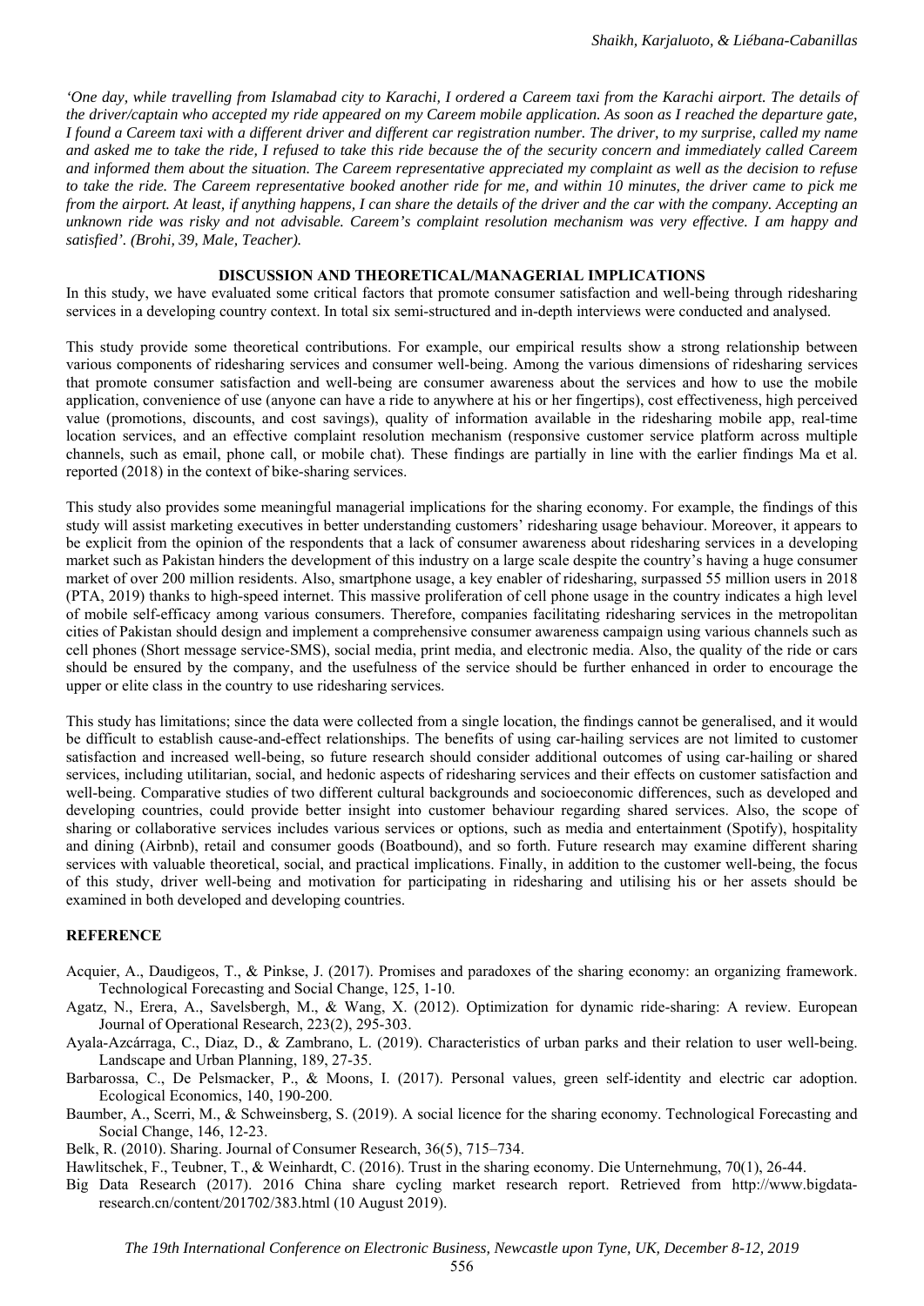*'One day, while travelling from Islamabad city to Karachi, I ordered a Careem taxi from the Karachi airport. The details of the driver/captain who accepted my ride appeared on my Careem mobile application. As soon as I reached the departure gate, I found a Careem taxi with a different driver and different car registration number. The driver, to my surprise, called my name and asked me to take the ride, I refused to take this ride because the of the security concern and immediately called Careem and informed them about the situation. The Careem representative appreciated my complaint as well as the decision to refuse to take the ride. The Careem representative booked another ride for me, and within 10 minutes, the driver came to pick me from the airport. At least, if anything happens, I can share the details of the driver and the car with the company. Accepting an unknown ride was risky and not advisable. Careem's complaint resolution mechanism was very effective. I am happy and satisfied'. (Brohi, 39, Male, Teacher).*

## DISCUSSION AND THEORETICAL/MANAGERIAL IMPLICATIONS

In this study, we have evaluated some critical factors that promote consumer satisfaction and well-being through ridesharing services in a developing country context. In total six semi-structured and in-depth interviews were conducted and analysed.

This study provide some theoretical contributions. For example, our empirical results show a strong relationship between various components of ridesharing services and consumer well-being. Among the various dimensions of ridesharing services that promote consumer satisfaction and well-being are consumer awareness about the services and how to use the mobile application, convenience of use (anyone can have a ride to anywhere at his or her fingertips), cost effectiveness, high perceived value (promotions, discounts, and cost savings), quality of information available in the ridesharing mobile app, real-time location services, and an effective complaint resolution mechanism (responsive customer service platform across multiple channels, such as email, phone call, or mobile chat). These findings are partially in line with the earlier findings Ma et al. reported (2018) in the context of bike-sharing services.

This study also provides some meaningful managerial implications for the sharing economy. For example, the findings of this study will assist marketing executives in better understanding customers' ridesharing usage behaviour. Moreover, it appears to be explicit from the opinion of the respondents that a lack of consumer awareness about ridesharing services in a developing market such as Pakistan hinders the development of this industry on a large scale despite the country's having a huge consumer market of over 200 million residents. Also, smartphone usage, a key enabler of ridesharing, surpassed 55 million users in 2018 (PTA, 2019) thanks to high-speed internet. This massive proliferation of cell phone usage in the country indicates a high level of mobile self-efficacy among various consumers. Therefore, companies facilitating ridesharing services in the metropolitan cities of Pakistan should design and implement a comprehensive consumer awareness campaign using various channels such as cell phones (Short message service-SMS), social media, print media, and electronic media. Also, the quality of the ride or cars should be ensured by the company, and the usefulness of the service should be further enhanced in order to encourage the upper or elite class in the country to use ridesharing services.

This study has limitations; since the data were collected from a single location, the findings cannot be generalised, and it would be difficult to establish cause-and-effect relationships. The benefits of using car-hailing services are not limited to customer satisfaction and increased well-being, so future research should consider additional outcomes of using car-hailing or shared services, including utilitarian, social, and hedonic aspects of ridesharing services and their effects on customer satisfaction and well-being. Comparative studies of two different cultural backgrounds and socioeconomic differences, such as developed and developing countries, could provide better insight into customer behaviour regarding shared services. Also, the scope of sharing or collaborative services includes various services or options, such as media and entertainment (Spotify), hospitality and dining (Airbnb), retail and consumer goods (Boatbound), and so forth. Future research may examine different sharing services with valuable theoretical, social, and practical implications. Finally, in addition to the customer well-being, the focus of this study, driver well-being and motivation for participating in ridesharing and utilising his or her assets should be examined in both developed and developing countries.

## REFERENCE

Acquier, A., Daudigeos, T., & Pinkse, J. (2017). Promises and paradoxes of the sharing economy: an organizing framework. Technological Forecasting and Social Change, 125, 1-10.

Agatz, N., Erera, A., Savelsbergh, M., & Wang, X. (2012). Optimization for dynamic ride-sharing: A review. European Journal of Operational Research, 223(2), 295-303.

Ayala-Azcárraga, C., Diaz, D., & Zambrano, L. (2019). Characteristics of urban parks and their relation to user well-being. Landscape and Urban Planning, 189, 27-35.

Barbarossa, C., De Pelsmacker, P., & Moons, I. (2017). Personal values, green self-identity and electric car adoption. Ecological Economics, 140, 190-200.

Baumber, A., Scerri, M., & Schweinsberg, S. (2019). A social licence for the sharing economy. Technological Forecasting and Social Change, 146, 12-23.

Belk, R. (2010). Sharing. Journal of Consumer Research, 36(5), 715–734.

Hawlitschek, F., Teubner, T., & Weinhardt, C. (2016). Trust in the sharing economy. Die Unternehmung, 70(1), 26-44.

Big Data Research (2017). 2016 China share cycling market research report. Retrieved from http://www.bigdata-research.cn/content/201702/383.html (10 August 2019).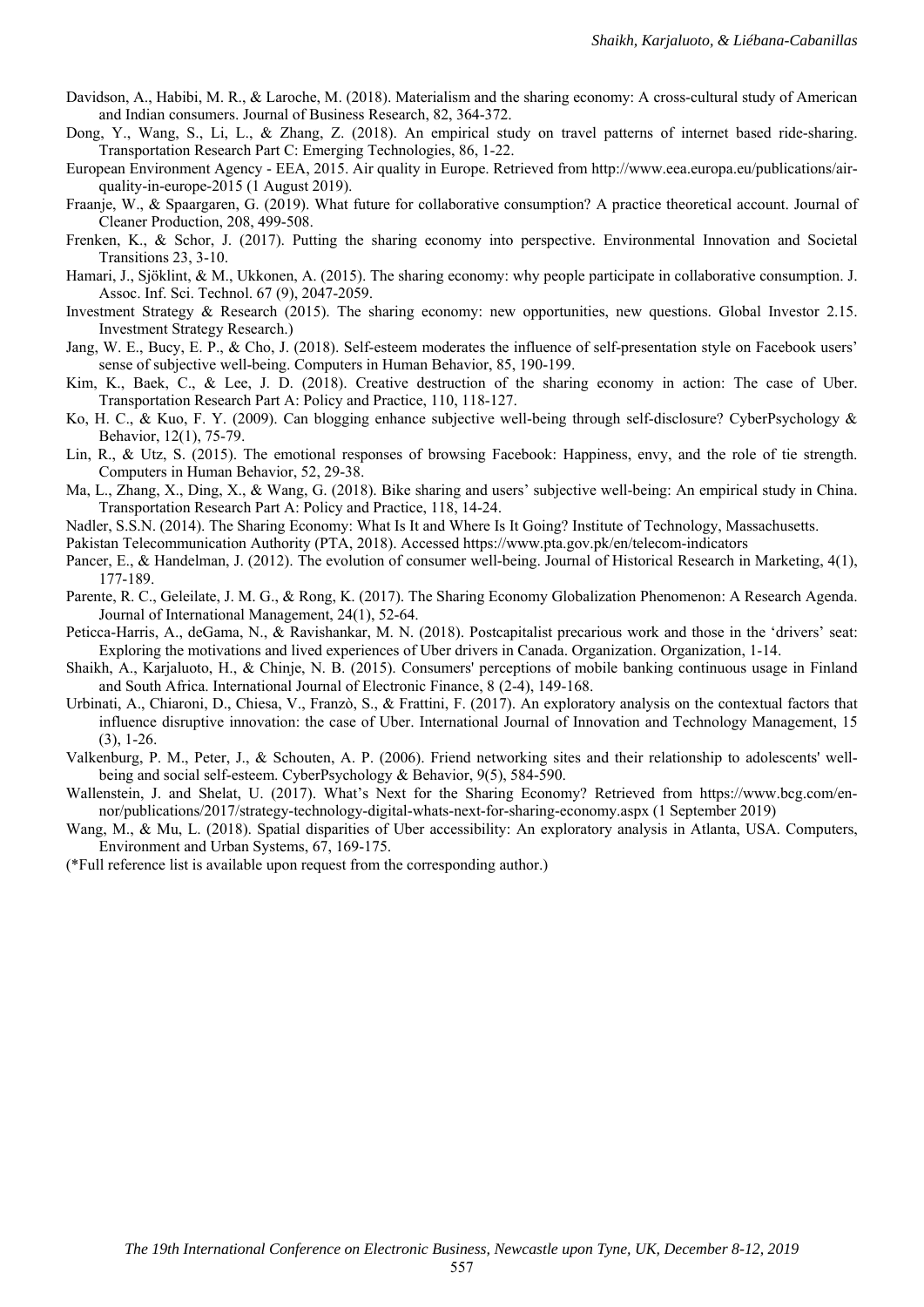Davidson, A., Habibi, M. R., & Laroche, M. (2018). Materialism and the sharing economy: A cross-cultural study of American and Indian consumers. Journal of Business Research, 82, 364-372.

Dong, Y., Wang, S., Li, L., & Zhang, Z. (2018). An empirical study on travel patterns of internet based ride-sharing. Transportation Research Part C: Emerging Technologies, 86, 1-22.

European Environment Agency - EEA, 2015. Air quality in Europe. Retrieved from http://www.eea.europa.eu/publications/air-quality-in-europe-2015 (1 August 2019).

Fraanje, W., & Spaargaren, G. (2019). What future for collaborative consumption? A practice theoretical account. Journal of Cleaner Production, 208, 499-508.

Frenken, K., & Schor, J. (2017). Putting the sharing economy into perspective. Environmental Innovation and Societal Transitions 23, 3-10.

Hamari, J., Sjöklint, & M., Ukkonen, A. (2015). The sharing economy: why people participate in collaborative consumption. J. Assoc. Inf. Sci. Technol. 67 (9), 2047-2059.

Investment Strategy & Research (2015). The sharing economy: new opportunities, new questions. Global Investor 2.15. Investment Strategy Research.)

Jang, W. E., Bucy, E. P., & Cho, J. (2018). Self-esteem moderates the influence of self-presentation style on Facebook users' sense of subjective well-being. Computers in Human Behavior, 85, 190-199.

Kim, K., Baek, C., & Lee, J. D. (2018). Creative destruction of the sharing economy in action: The case of Uber. Transportation Research Part A: Policy and Practice, 110, 118-127.

Ko, H. C., & Kuo, F. Y. (2009). Can blogging enhance subjective well-being through self-disclosure? CyberPsychology & Behavior, 12(1), 75-79.

Lin, R., & Utz, S. (2015). The emotional responses of browsing Facebook: Happiness, envy, and the role of tie strength. Computers in Human Behavior, 52, 29-38.

Ma, L., Zhang, X., Ding, X., & Wang, G. (2018). Bike sharing and users' subjective well-being: An empirical study in China. Transportation Research Part A: Policy and Practice, 118, 14-24.

Nadler, S.S.N. (2014). The Sharing Economy: What Is It and Where Is It Going? Institute of Technology, Massachusetts.

Pakistan Telecommunication Authority (PTA, 2018). Accessed https://www.pta.gov.pk/en/telecom-indicators

Pancer, E., & Handelman, J. (2012). The evolution of consumer well-being. Journal of Historical Research in Marketing, 4(1), 177-189.

Parente, R. C., Geleilate, J. M. G., & Rong, K. (2017). The Sharing Economy Globalization Phenomenon: A Research Agenda. Journal of International Management, 24(1), 52-64.

Peticca-Harris, A., deGama, N., & Ravishankar, M. N. (2018). Postcapitalist precarious work and those in the 'drivers' seat: Exploring the motivations and lived experiences of Uber drivers in Canada. Organization. Organization, 1-14.

Shaikh, A., Karjaluoto, H., & Chinje, N. B. (2015). Consumers' perceptions of mobile banking continuous usage in Finland and South Africa. International Journal of Electronic Finance, 8 (2-4), 149-168.

Urbinati, A., Chiaroni, D., Chiesa, V., Franzò, S., & Frattini, F. (2017). An exploratory analysis on the contextual factors that influence disruptive innovation: the case of Uber. International Journal of Innovation and Technology Management, 15 (3), 1-26.

Valkenburg, P. M., Peter, J., & Schouten, A. P. (2006). Friend networking sites and their relationship to adolescents' well-being and social self-esteem. CyberPsychology & Behavior, 9(5), 584-590.

Wallenstein, J. and Shelat, U. (2017). What's Next for the Sharing Economy? Retrieved from https://www.bcg.com/en-nor/publications/2017/strategy-technology-digital-whats-next-for-sharing-economy.aspx (1 September 2019)

Wang, M., & Mu, L. (2018). Spatial disparities of Uber accessibility: An exploratory analysis in Atlanta, USA. Computers, Environment and Urban Systems, 67, 169-175.

(*Full reference list is available upon request from the corresponding author.)